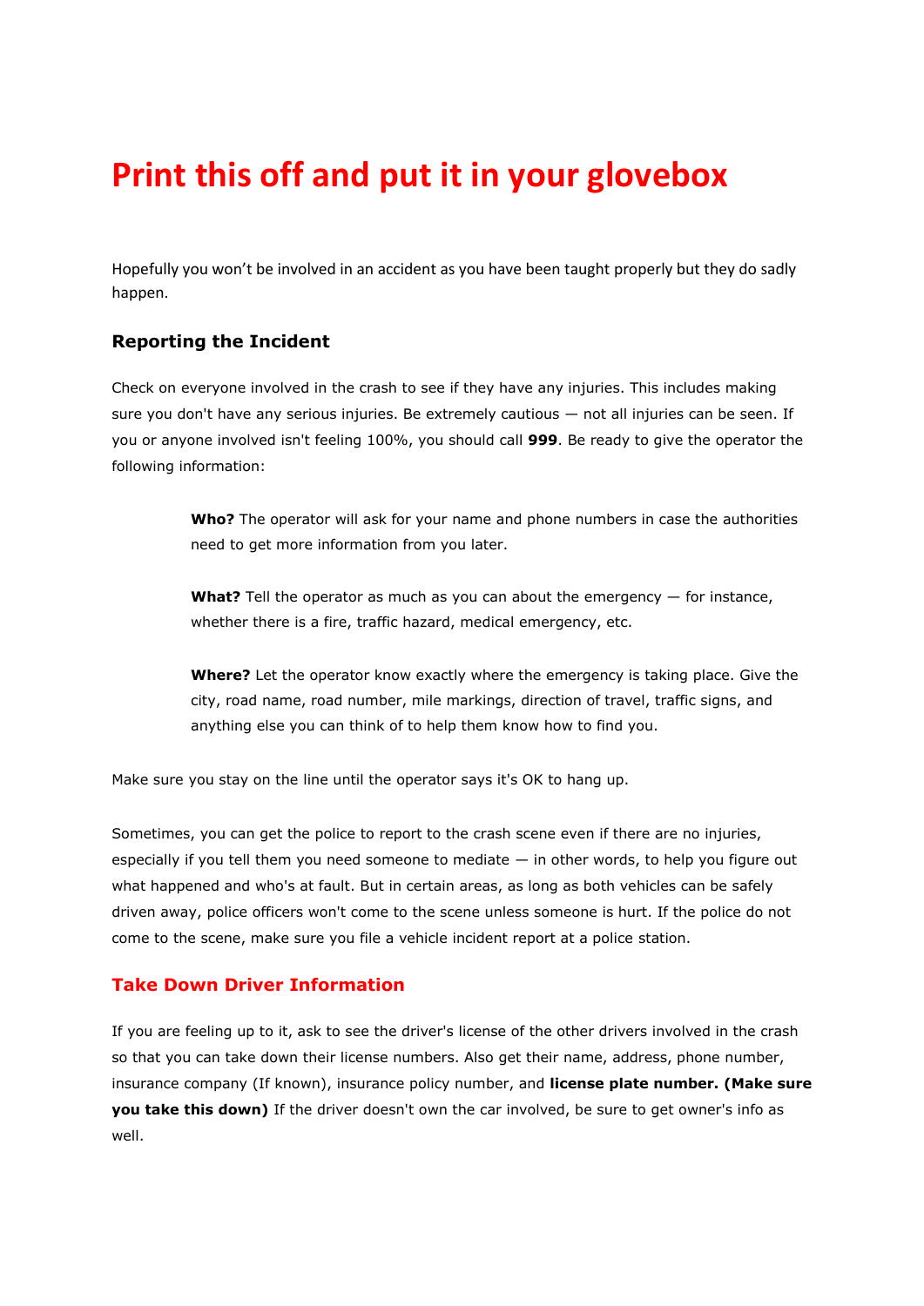# Print this off and put it in your glovebox

Hopefully you won't be involved in an accident as you have been taught properly but they do sadly happen.

### Reporting the Incident

Check on everyone involved in the crash to see if they have any injuries. This includes making sure you don't have any serious injuries. Be extremely cautious — not all injuries can be seen. If you or anyone involved isn't feeling 100%, you should call **999**. Be ready to give the operator the following information:

> **Who?** The operator will ask for your name and phone numbers in case the authorities need to get more information from you later.
>
> **What?** Tell the operator as much as you can about the emergency — for instance, whether there is a fire, traffic hazard, medical emergency, etc.
>
> **Where?** Let the operator know exactly where the emergency is taking place. Give the city, road name, road number, mile markings, direction of travel, traffic signs, and anything else you can think of to help them know how to find you.

Make sure you stay on the line until the operator says it's OK to hang up.

Sometimes, you can get the police to report to the crash scene even if there are no injuries, especially if you tell them you need someone to mediate — in other words, to help you figure out what happened and who's at fault. But in certain areas, as long as both vehicles can be safely driven away, police officers won't come to the scene unless someone is hurt. If the police do not come to the scene, make sure you file a vehicle incident report at a police station.

### Take Down Driver Information

If you are feeling up to it, ask to see the driver's license of the other drivers involved in the crash so that you can take down their license numbers. Also get their name, address, phone number, insurance company (If known), insurance policy number, and **license plate number. (Make sure you take this down)** If the driver doesn't own the car involved, be sure to get owner's info as well.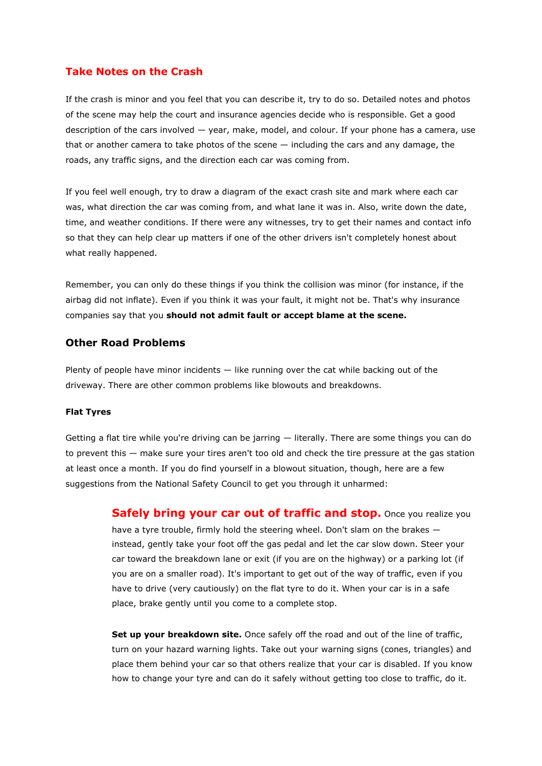## Take Notes on the Crash

If the crash is minor and you feel that you can describe it, try to do so. Detailed notes and photos of the scene may help the court and insurance agencies decide who is responsible. Get a good description of the cars involved — year, make, model, and colour. If your phone has a camera, use that or another camera to take photos of the scene — including the cars and any damage, the roads, any traffic signs, and the direction each car was coming from.

If you feel well enough, try to draw a diagram of the exact crash site and mark where each car was, what direction the car was coming from, and what lane it was in. Also, write down the date, time, and weather conditions. If there were any witnesses, try to get their names and contact info so that they can help clear up matters if one of the other drivers isn't completely honest about what really happened.

Remember, you can only do these things if you think the collision was minor (for instance, if the airbag did not inflate). Even if you think it was your fault, it might not be. That's why insurance companies say that you **should not admit fault or accept blame at the scene.**

## Other Road Problems

Plenty of people have minor incidents — like running over the cat while backing out of the driveway. There are other common problems like blowouts and breakdowns.

#### Flat Tyres

Getting a flat tire while you're driving can be jarring — literally. There are some things you can do to prevent this — make sure your tires aren't too old and check the tire pressure at the gas station at least once a month. If you do find yourself in a blowout situation, though, here are a few suggestions from the National Safety Council to get you through it unharmed:

> **Safely bring your car out of traffic and stop.** Once you realize you have a tyre trouble, firmly hold the steering wheel. Don't slam on the brakes — instead, gently take your foot off the gas pedal and let the car slow down. Steer your car toward the breakdown lane or exit (if you are on the highway) or a parking lot (if you are on a smaller road). It's important to get out of the way of traffic, even if you have to drive (very cautiously) on the flat tyre to do it. When your car is in a safe place, brake gently until you come to a complete stop.
>
> **Set up your breakdown site.** Once safely off the road and out of the line of traffic, turn on your hazard warning lights. Take out your warning signs (cones, triangles) and place them behind your car so that others realize that your car is disabled. If you know how to change your tyre and can do it safely without getting too close to traffic, do it.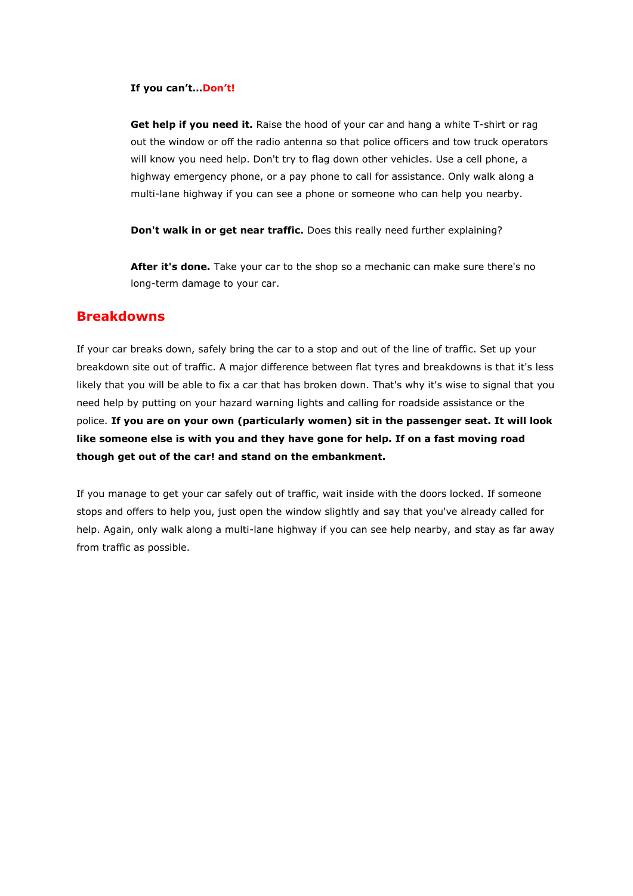**If you can't…Don't!**

**Get help if you need it.** Raise the hood of your car and hang a white T-shirt or rag out the window or off the radio antenna so that police officers and tow truck operators will know you need help. Don't try to flag down other vehicles. Use a cell phone, a highway emergency phone, or a pay phone to call for assistance. Only walk along a multi-lane highway if you can see a phone or someone who can help you nearby.

**Don't walk in or get near traffic.** Does this really need further explaining?

**After it's done.** Take your car to the shop so a mechanic can make sure there's no long-term damage to your car.

## Breakdowns

If your car breaks down, safely bring the car to a stop and out of the line of traffic. Set up your breakdown site out of traffic. A major difference between flat tyres and breakdowns is that it's less likely that you will be able to fix a car that has broken down. That's why it's wise to signal that you need help by putting on your hazard warning lights and calling for roadside assistance or the police. **If you are on your own (particularly women) sit in the passenger seat. It will look like someone else is with you and they have gone for help. If on a fast moving road though get out of the car! and stand on the embankment.**

If you manage to get your car safely out of traffic, wait inside with the doors locked. If someone stops and offers to help you, just open the window slightly and say that you've already called for help. Again, only walk along a multi-lane highway if you can see help nearby, and stay as far away from traffic as possible.